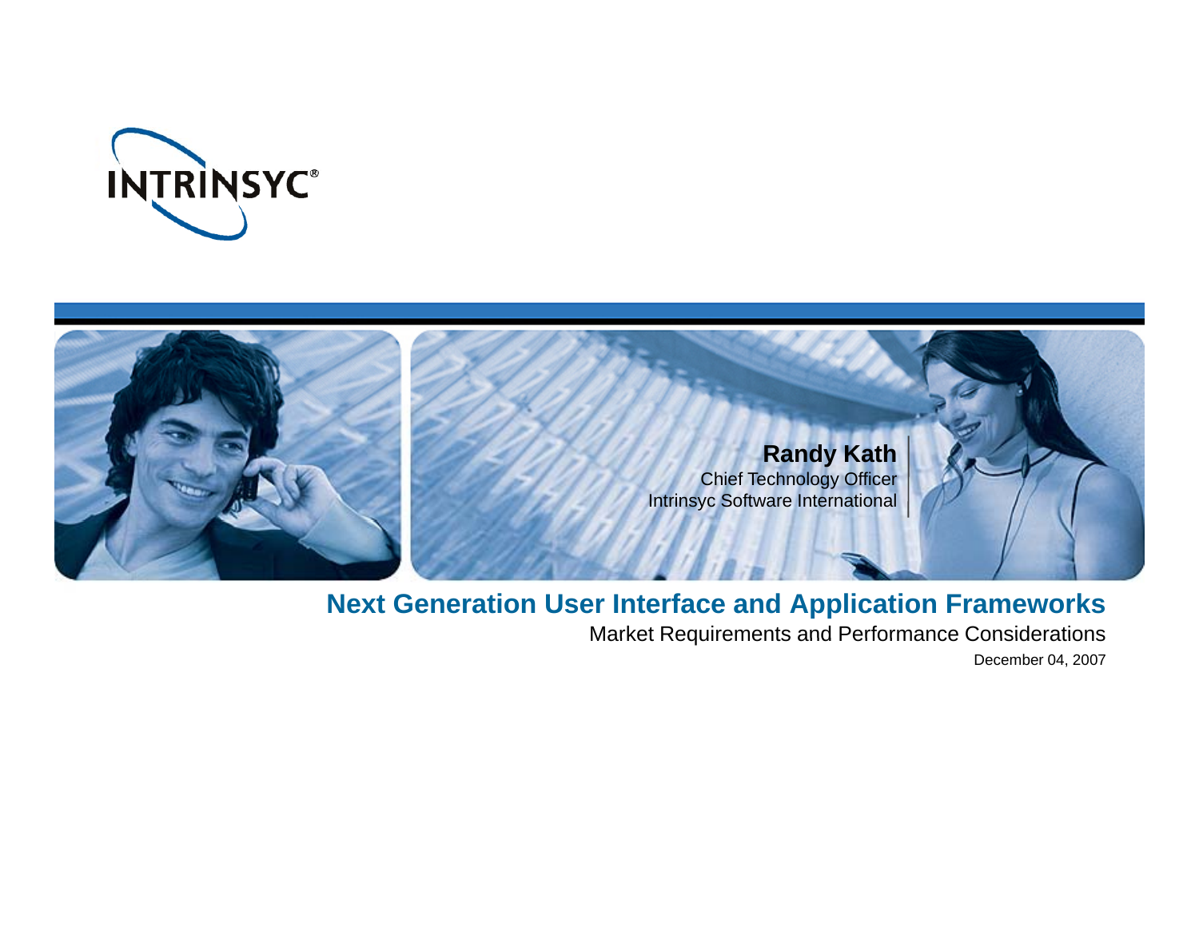INTRINSYC®

**Randy Kath**
Chief Technology Officer
Intrinsyc Software International

# Next Generation User Interface and Application Frameworks

Market Requirements and Performance Considerations

December 04, 2007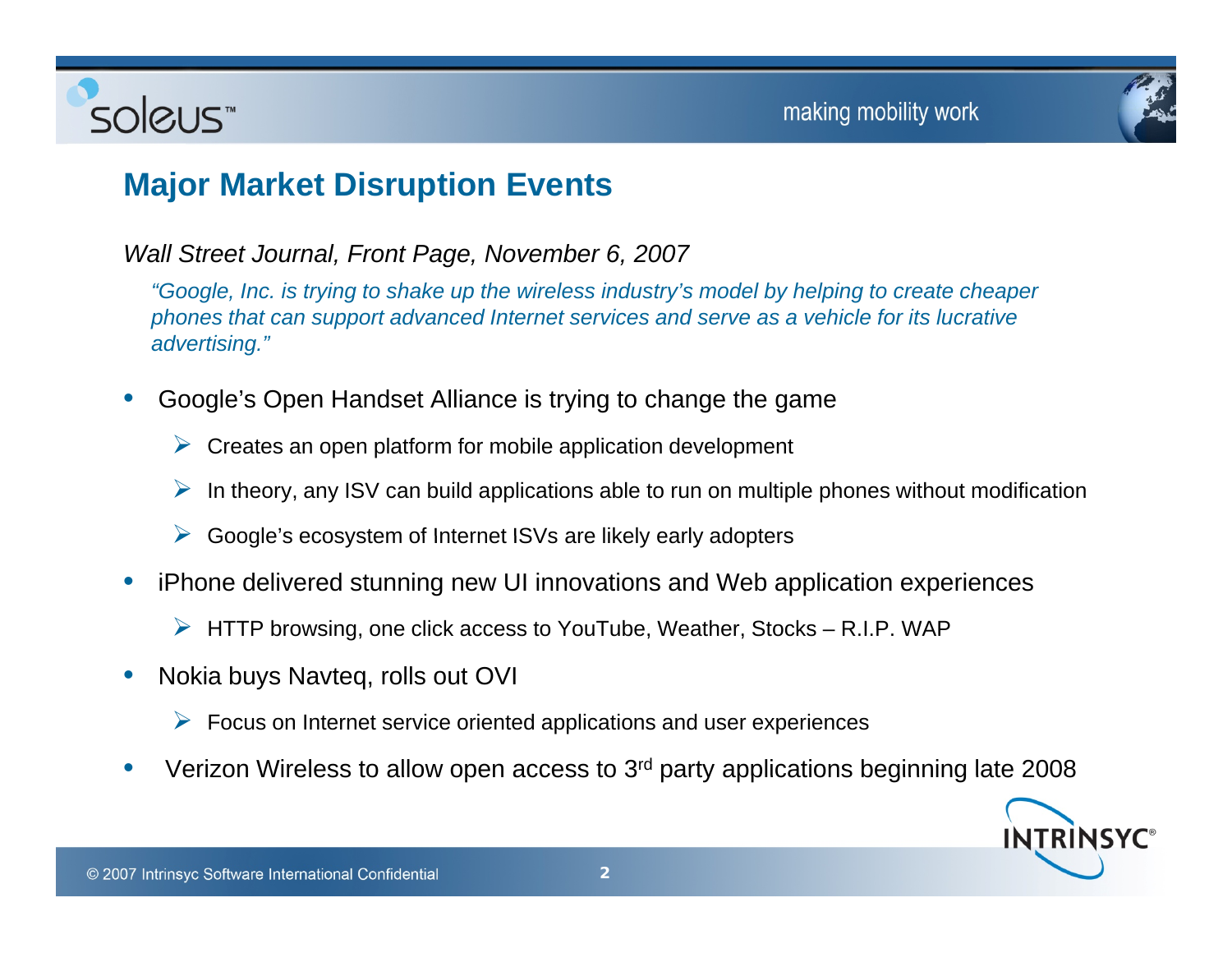## Major Market Disruption Events

*Wall Street Journal, Front Page, November 6, 2007*

> *"Google, Inc. is trying to shake up the wireless industry's model by helping to create cheaper phones that can support advanced Internet services and serve as a vehicle for its lucrative advertising."*

- Google's Open Handset Alliance is trying to change the game
  - Creates an open platform for mobile application development
  - In theory, any ISV can build applications able to run on multiple phones without modification
  - Google's ecosystem of Internet ISVs are likely early adopters
- iPhone delivered stunning new UI innovations and Web application experiences
  - HTTP browsing, one click access to YouTube, Weather, Stocks – R.I.P. WAP
- Nokia buys Navteq, rolls out OVI
  - Focus on Internet service oriented applications and user experiences
- Verizon Wireless to allow open access to 3rd party applications beginning late 2008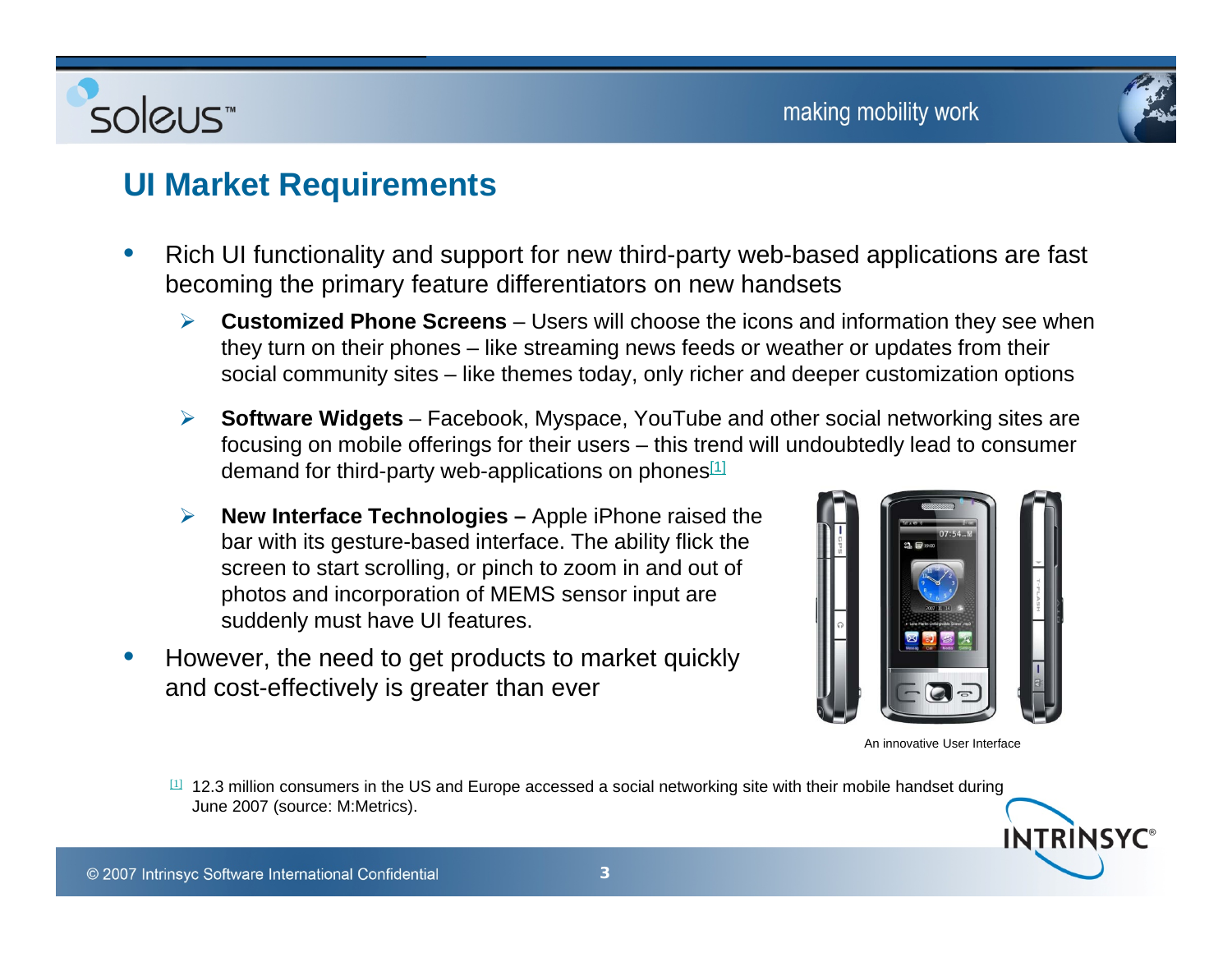# UI Market Requirements

- Rich UI functionality and support for new third-party web-based applications are fast becoming the primary feature differentiators on new handsets
  - **Customized Phone Screens** – Users will choose the icons and information they see when they turn on their phones – like streaming news feeds or weather or updates from their social community sites – like themes today, only richer and deeper customization options
  - **Software Widgets** – Facebook, Myspace, YouTube and other social networking sites are focusing on mobile offerings for their users – this trend will undoubtedly lead to consumer demand for third-party web-applications on phones[1]
  - **New Interface Technologies –** Apple iPhone raised the bar with its gesture-based interface. The ability flick the screen to start scrolling, or pinch to zoom in and out of photos and incorporation of MEMS sensor input are suddenly must have UI features.
- However, the need to get products to market quickly and cost-effectively is greater than ever

An innovative User Interface

[1] 12.3 million consumers in the US and Europe accessed a social networking site with their mobile handset during June 2007 (source: M:Metrics).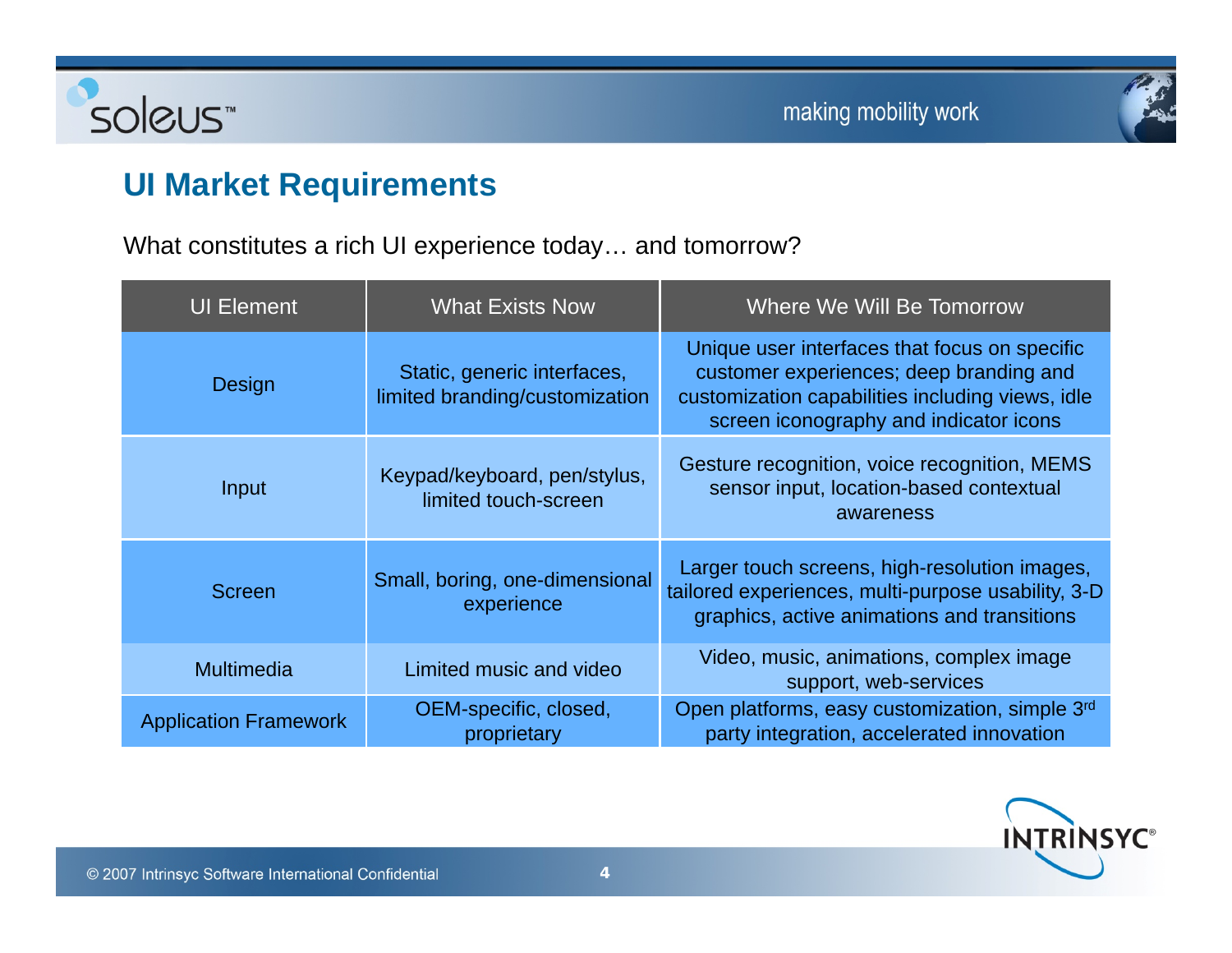## UI Market Requirements

What constitutes a rich UI experience today… and tomorrow?

| UI Element | What Exists Now | Where We Will Be Tomorrow |
|---|---|---|
| Design | Static, generic interfaces, limited branding/customization | Unique user interfaces that focus on specific customer experiences; deep branding and customization capabilities including views, idle screen iconography and indicator icons |
| Input | Keypad/keyboard, pen/stylus, limited touch-screen | Gesture recognition, voice recognition, MEMS sensor input, location-based contextual awareness |
| Screen | Small, boring, one-dimensional experience | Larger touch screens, high-resolution images, tailored experiences, multi-purpose usability, 3-D graphics, active animations and transitions |
| Multimedia | Limited music and video | Video, music, animations, complex image support, web-services |
| Application Framework | OEM-specific, closed, proprietary | Open platforms, easy customization, simple 3rd party integration, accelerated innovation |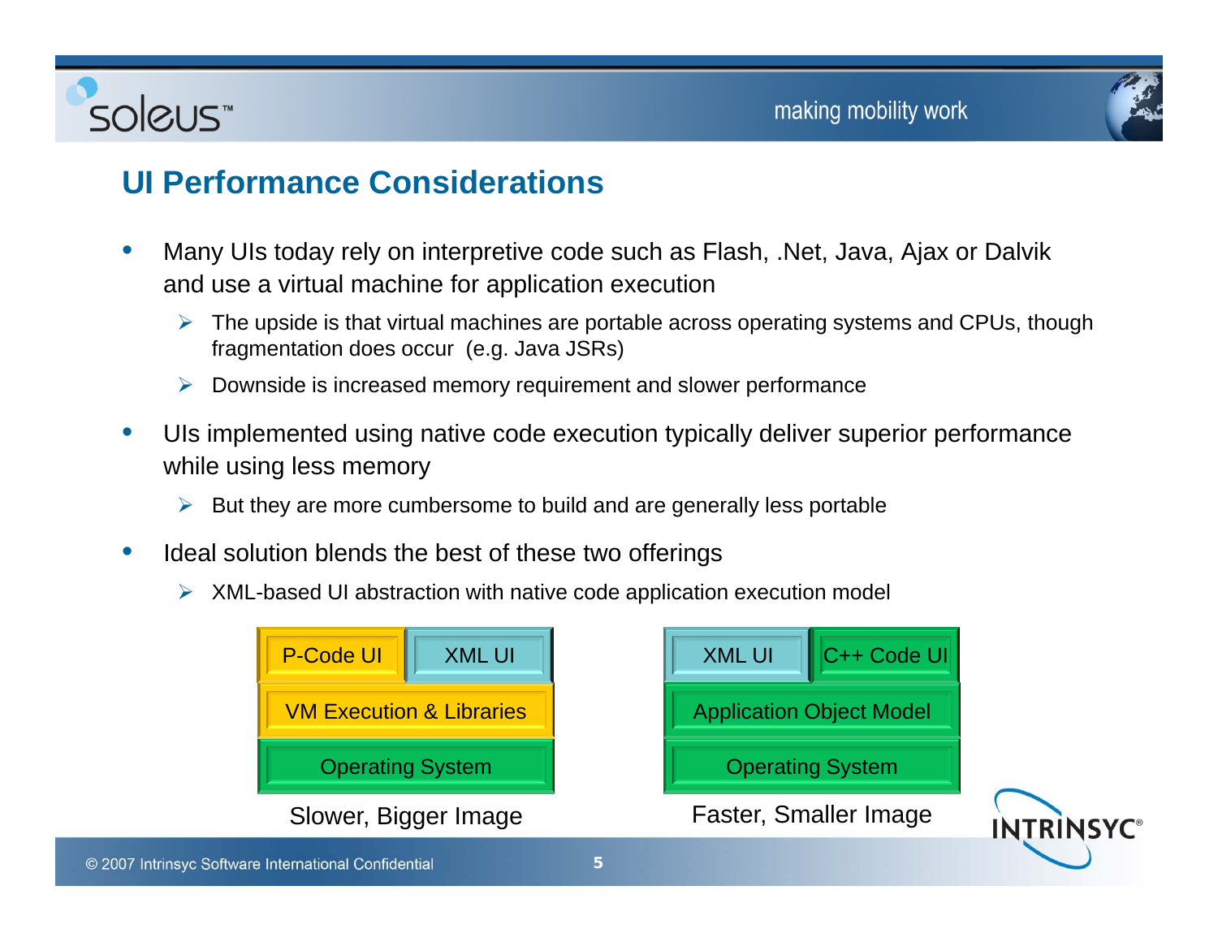## UI Performance Considerations

- Many UIs today rely on interpretive code such as Flash, .Net, Java, Ajax or Dalvik and use a virtual machine for application execution
  - The upside is that virtual machines are portable across operating systems and CPUs, though fragmentation does occur (e.g. Java JSRs)
  - Downside is increased memory requirement and slower performance
- UIs implemented using native code execution typically deliver superior performance while using less memory
  - But they are more cumbersome to build and are generally less portable
- Ideal solution blends the best of these two offerings
  - XML-based UI abstraction with native code application execution model

| P-Code UI | XML UI |
| --- | --- |
| VM Execution & Libraries | |
| Operating System | |

Slower, Bigger Image

| XML UI | C++ Code UI |
| --- | --- |
| Application Object Model | |
| Operating System | |

Faster, Smaller Image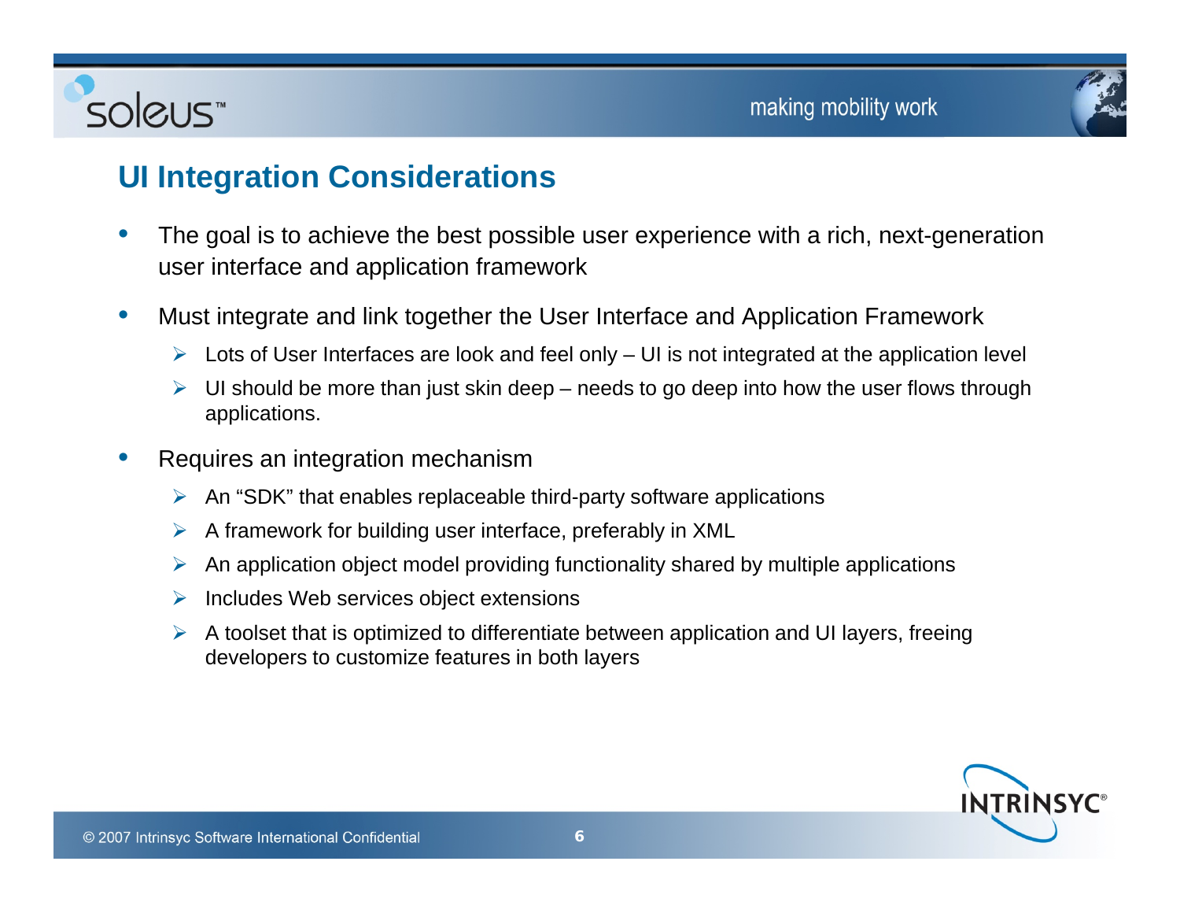## UI Integration Considerations

- The goal is to achieve the best possible user experience with a rich, next-generation user interface and application framework
- Must integrate and link together the User Interface and Application Framework
  - Lots of User Interfaces are look and feel only – UI is not integrated at the application level
  - UI should be more than just skin deep – needs to go deep into how the user flows through applications.
- Requires an integration mechanism
  - An "SDK" that enables replaceable third-party software applications
  - A framework for building user interface, preferably in XML
  - An application object model providing functionality shared by multiple applications
  - Includes Web services object extensions
  - A toolset that is optimized to differentiate between application and UI layers, freeing developers to customize features in both layers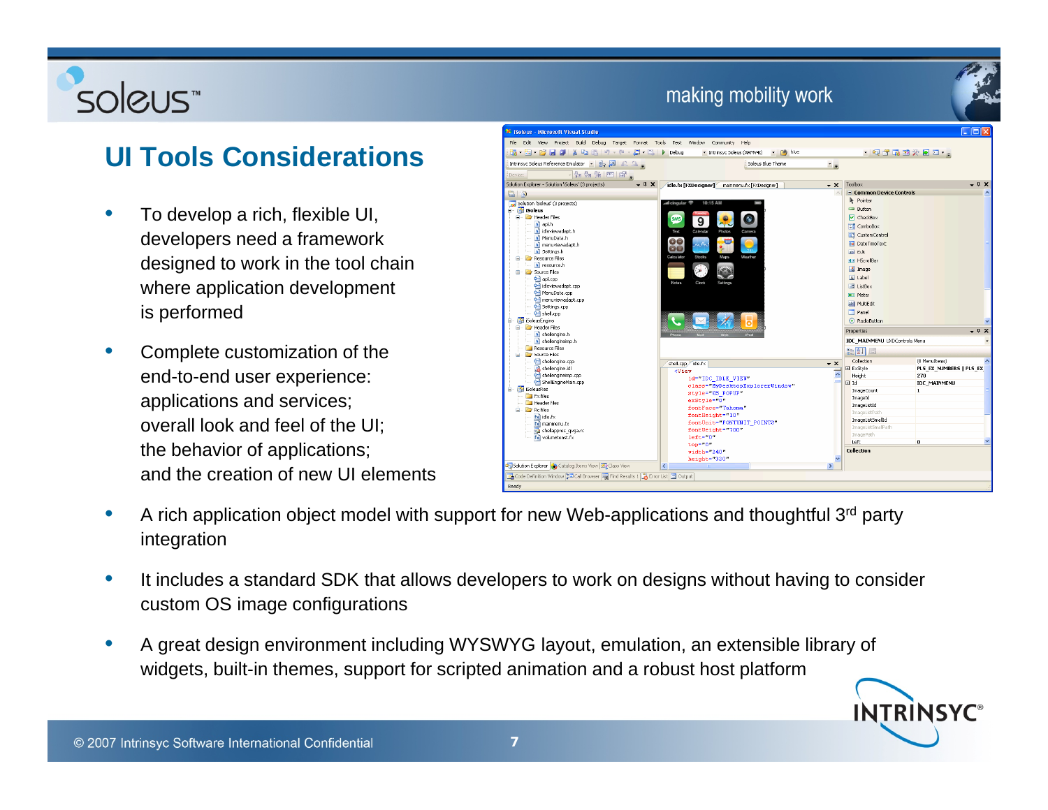## UI Tools Considerations

- To develop a rich, flexible UI, developers need a framework designed to work in the tool chain where application development is performed
- Complete customization of the end-to-end user experience: applications and services; overall look and feel of the UI; the behavior of applications; and the creation of new UI elements
- A rich application object model with support for new Web-applications and thoughtful 3rd party integration
- It includes a standard SDK that allows developers to work on designs without having to consider custom OS image configurations
- A great design environment including WYSWYG layout, emulation, an extensible library of widgets, built-in themes, support for scripted animation and a robust host platform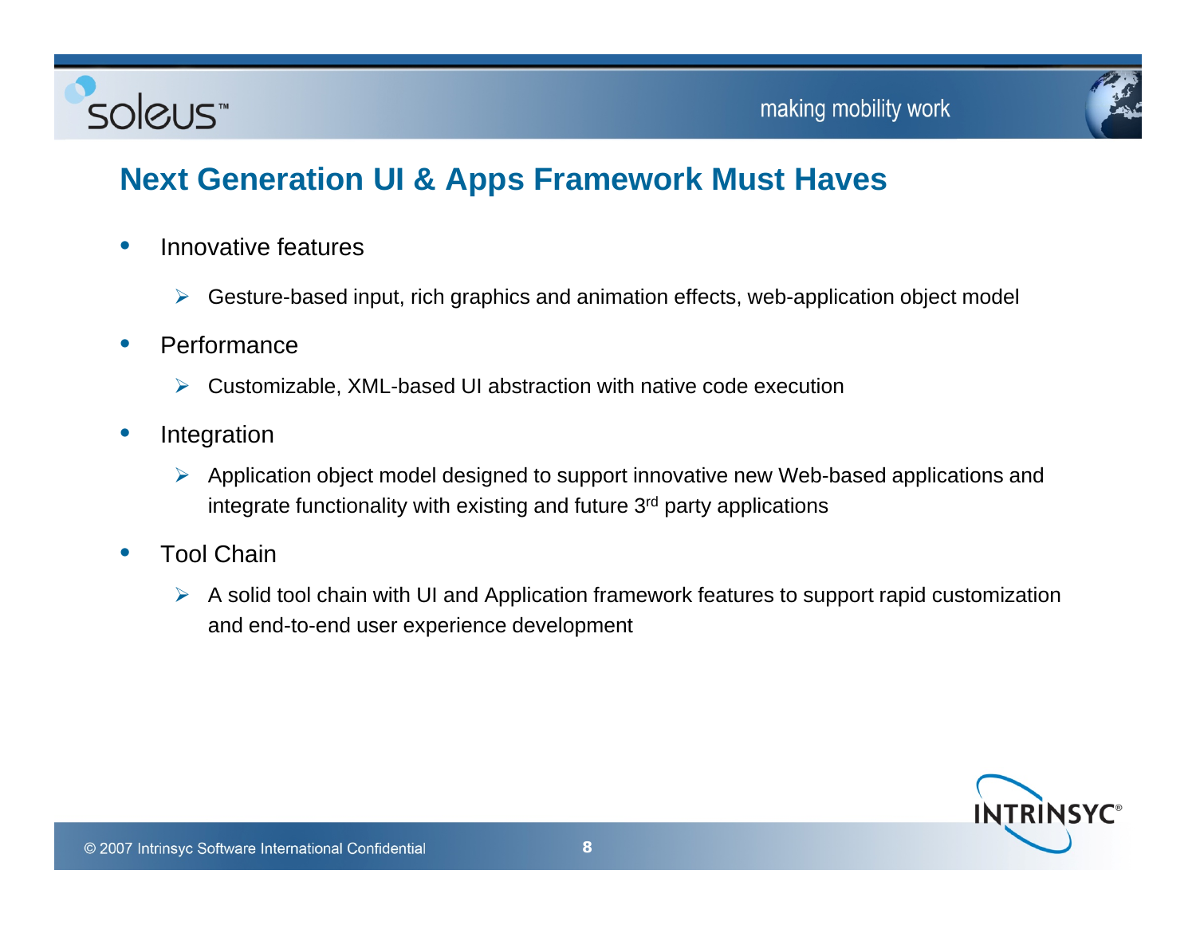## Next Generation UI & Apps Framework Must Haves

- Innovative features
  - Gesture-based input, rich graphics and animation effects, web-application object model
- Performance
  - Customizable, XML-based UI abstraction with native code execution
- Integration
  - Application object model designed to support innovative new Web-based applications and integrate functionality with existing and future 3rd party applications
- Tool Chain
  - A solid tool chain with UI and Application framework features to support rapid customization and end-to-end user experience development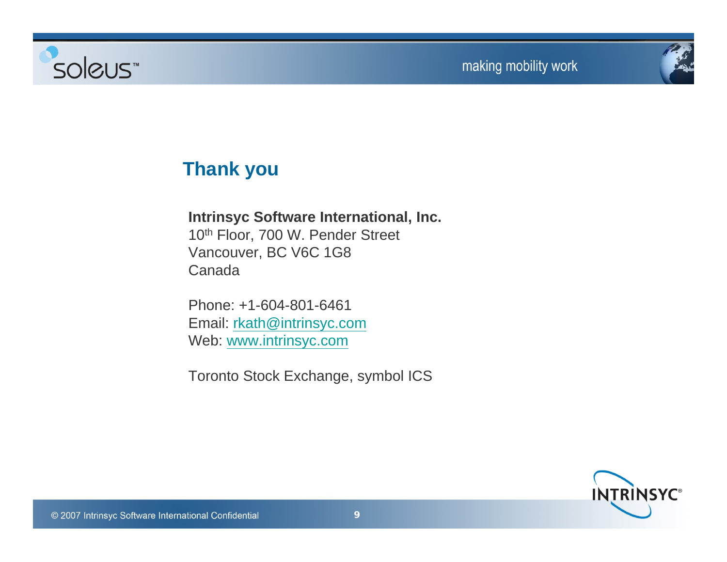## Thank you

**Intrinsyc Software International, Inc.**
10th Floor, 700 W. Pender Street
Vancouver, BC V6C 1G8
Canada

Phone: +1-604-801-6461
Email: rkath@intrinsyc.com
Web: www.intrinsyc.com

Toronto Stock Exchange, symbol ICS